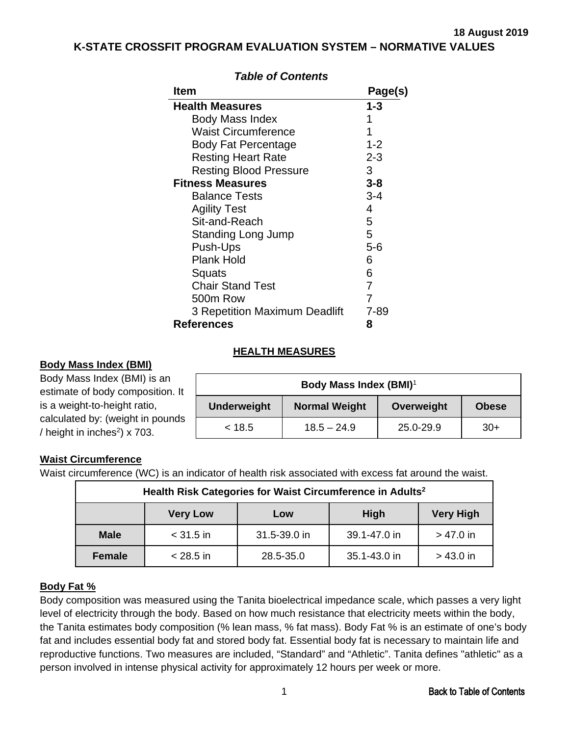18 August 2019

# K-STATE CROSSFIT PROGRAM EVALUATION SYSTEM – NORMATIVE VALUES

***Table of Contents***

| Item | Page(s) |
|---|---|
| **Health Measures** | **1-3** |
| Body Mass Index | 1 |
| Waist Circumference | 1 |
| Body Fat Percentage | 1-2 |
| Resting Heart Rate | 2-3 |
| Resting Blood Pressure | 3 |
| **Fitness Measures** | **3-8** |
| Balance Tests | 3-4 |
| Agility Test | 4 |
| Sit-and-Reach | 5 |
| Standing Long Jump | 5 |
| Push-Ups | 5-6 |
| Plank Hold | 6 |
| Squats | 6 |
| Chair Stand Test | 7 |
| 500m Row | 7 |
| 3 Repetition Maximum Deadlift | 7-89 |
| **References** | **8** |

## HEALTH MEASURES

### Body Mass Index (BMI)

Body Mass Index (BMI) is an estimate of body composition. It is a weight-to-height ratio, calculated by: (weight in pounds / height in inches$^2$) x 703.

| Body Mass Index (BMI)[1] | | | |
|---|---|---|---|
| **Underweight** | **Normal Weight** | **Overweight** | **Obese** |
| < 18.5 | 18.5 – 24.9 | 25.0-29.9 | 30+ |

### Waist Circumference

Waist circumference (WC) is an indicator of health risk associated with excess fat around the waist.

| Health Risk Categories for Waist Circumference in Adults[2] | | | | |
|---|---|---|---|---|
| | **Very Low** | **Low** | **High** | **Very High** |
| **Male** | < 31.5 in | 31.5-39.0 in | 39.1-47.0 in | > 47.0 in |
| **Female** | < 28.5 in | 28.5-35.0 | 35.1-43.0 in | > 43.0 in |

### Body Fat %

Body composition was measured using the Tanita bioelectrical impedance scale, which passes a very light level of electricity through the body. Based on how much resistance that electricity meets within the body, the Tanita estimates body composition (% lean mass, % fat mass). Body Fat % is an estimate of one's body fat and includes essential body fat and stored body fat. Essential body fat is necessary to maintain life and reproductive functions. Two measures are included, "Standard" and "Athletic". Tanita defines "athletic" as a person involved in intense physical activity for approximately 12 hours per week or more.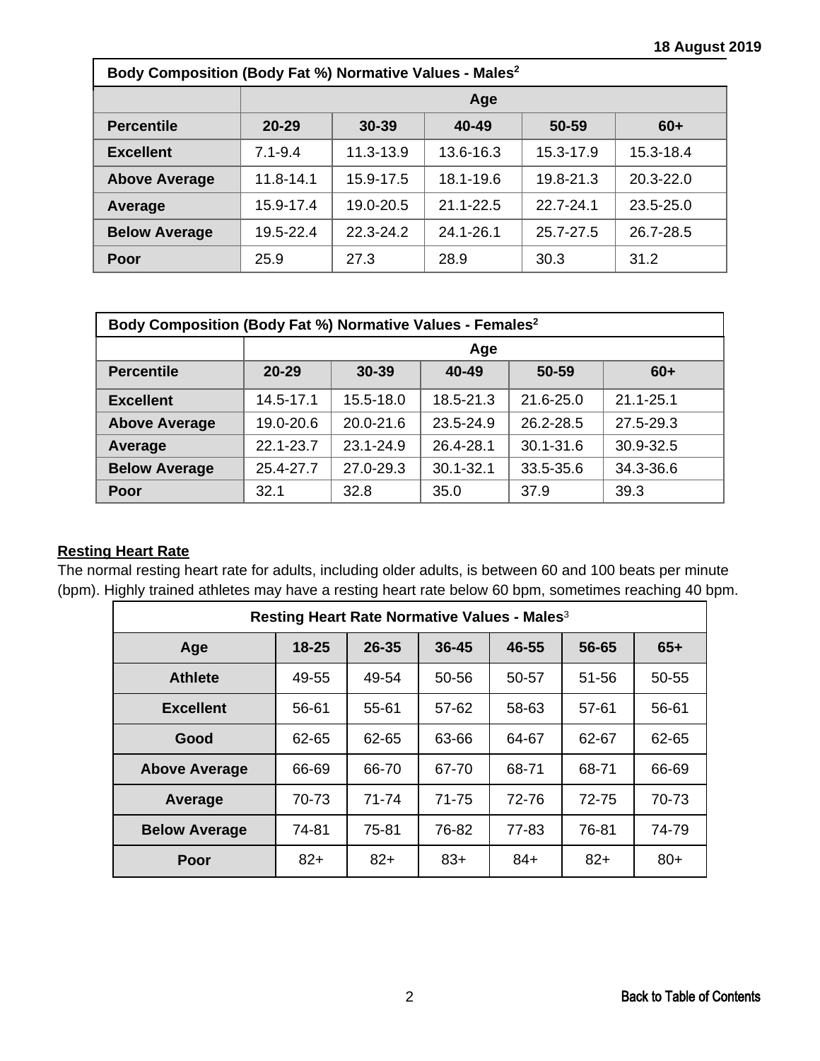| Body Composition (Body Fat %) Normative Values - Males[2] | | | | | |
|---|---|---|---|---|---|
| | Age | | | | |
| **Percentile** | **20-29** | **30-39** | **40-49** | **50-59** | **60+** |
| **Excellent** | 7.1-9.4 | 11.3-13.9 | 13.6-16.3 | 15.3-17.9 | 15.3-18.4 |
| **Above Average** | 11.8-14.1 | 15.9-17.5 | 18.1-19.6 | 19.8-21.3 | 20.3-22.0 |
| **Average** | 15.9-17.4 | 19.0-20.5 | 21.1-22.5 | 22.7-24.1 | 23.5-25.0 |
| **Below Average** | 19.5-22.4 | 22.3-24.2 | 24.1-26.1 | 25.7-27.5 | 26.7-28.5 |
| **Poor** | 25.9 | 27.3 | 28.9 | 30.3 | 31.2 |

| Body Composition (Body Fat %) Normative Values - Females[2] | | | | | |
|---|---|---|---|---|---|
| | Age | | | | |
| **Percentile** | **20-29** | **30-39** | **40-49** | **50-59** | **60+** |
| **Excellent** | 14.5-17.1 | 15.5-18.0 | 18.5-21.3 | 21.6-25.0 | 21.1-25.1 |
| **Above Average** | 19.0-20.6 | 20.0-21.6 | 23.5-24.9 | 26.2-28.5 | 27.5-29.3 |
| **Average** | 22.1-23.7 | 23.1-24.9 | 26.4-28.1 | 30.1-31.6 | 30.9-32.5 |
| **Below Average** | 25.4-27.7 | 27.0-29.3 | 30.1-32.1 | 33.5-35.6 | 34.3-36.6 |
| **Poor** | 32.1 | 32.8 | 35.0 | 37.9 | 39.3 |

## Resting Heart Rate

The normal resting heart rate for adults, including older adults, is between 60 and 100 beats per minute (bpm). Highly trained athletes may have a resting heart rate below 60 bpm, sometimes reaching 40 bpm.

| Resting Heart Rate Normative Values - Males[3] | | | | | | |
|---|---|---|---|---|---|---|
| **Age** | **18-25** | **26-35** | **36-45** | **46-55** | **56-65** | **65+** |
| **Athlete** | 49-55 | 49-54 | 50-56 | 50-57 | 51-56 | 50-55 |
| **Excellent** | 56-61 | 55-61 | 57-62 | 58-63 | 57-61 | 56-61 |
| **Good** | 62-65 | 62-65 | 63-66 | 64-67 | 62-67 | 62-65 |
| **Above Average** | 66-69 | 66-70 | 67-70 | 68-71 | 68-71 | 66-69 |
| **Average** | 70-73 | 71-74 | 71-75 | 72-76 | 72-75 | 70-73 |
| **Below Average** | 74-81 | 75-81 | 76-82 | 77-83 | 76-81 | 74-79 |
| **Poor** | 82+ | 82+ | 83+ | 84+ | 82+ | 80+ |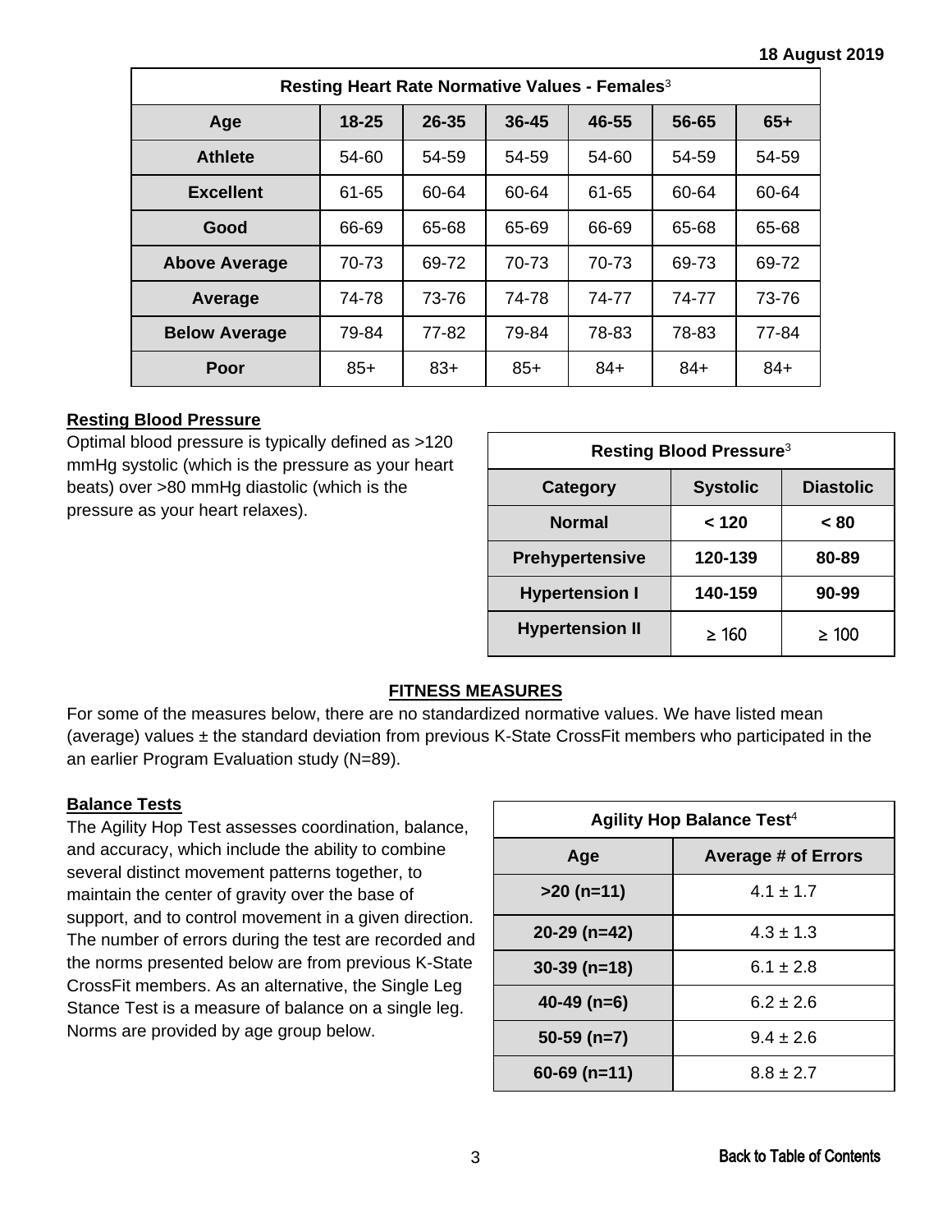**18 August 2019**

| Resting Heart Rate Normative Values - Females[3] | | | | | | |
|---|---|---|---|---|---|---|
| **Age** | **18-25** | **26-35** | **36-45** | **46-55** | **56-65** | **65+** |
| **Athlete** | 54-60 | 54-59 | 54-59 | 54-60 | 54-59 | 54-59 |
| **Excellent** | 61-65 | 60-64 | 60-64 | 61-65 | 60-64 | 60-64 |
| **Good** | 66-69 | 65-68 | 65-69 | 66-69 | 65-68 | 65-68 |
| **Above Average** | 70-73 | 69-72 | 70-73 | 70-73 | 69-73 | 69-72 |
| **Average** | 74-78 | 73-76 | 74-78 | 74-77 | 74-77 | 73-76 |
| **Below Average** | 79-84 | 77-82 | 79-84 | 78-83 | 78-83 | 77-84 |
| **Poor** | 85+ | 83+ | 85+ | 84+ | 84+ | 84+ |

## Resting Blood Pressure

Optimal blood pressure is typically defined as >120 mmHg systolic (which is the pressure as your heart beats) over >80 mmHg diastolic (which is the pressure as your heart relaxes).

| Resting Blood Pressure[3] | | |
|---|---|---|
| **Category** | **Systolic** | **Diastolic** |
| **Normal** | **< 120** | **< 80** |
| **Prehypertensive** | **120-139** | **80-89** |
| **Hypertension I** | **140-159** | **90-99** |
| **Hypertension II** | ≥ 160 | ≥ 100 |

## FITNESS MEASURES

For some of the measures below, there are no standardized normative values. We have listed mean (average) values ± the standard deviation from previous K-State CrossFit members who participated in the an earlier Program Evaluation study (N=89).

## Balance Tests

The Agility Hop Test assesses coordination, balance, and accuracy, which include the ability to combine several distinct movement patterns together, to maintain the center of gravity over the base of support, and to control movement in a given direction. The number of errors during the test are recorded and the norms presented below are from previous K-State CrossFit members. As an alternative, the Single Leg Stance Test is a measure of balance on a single leg. Norms are provided by age group below.

| Agility Hop Balance Test[4] | |
|---|---|
| **Age** | **Average # of Errors** |
| **>20 (n=11)** | 4.1 ± 1.7 |
| **20-29 (n=42)** | 4.3 ± 1.3 |
| **30-39 (n=18)** | 6.1 ± 2.8 |
| **40-49 (n=6)** | 6.2 ± 2.6 |
| **50-59 (n=7)** | 9.4 ± 2.6 |
| **60-69 (n=11)** | 8.8 ± 2.7 |

Back to Table of Contents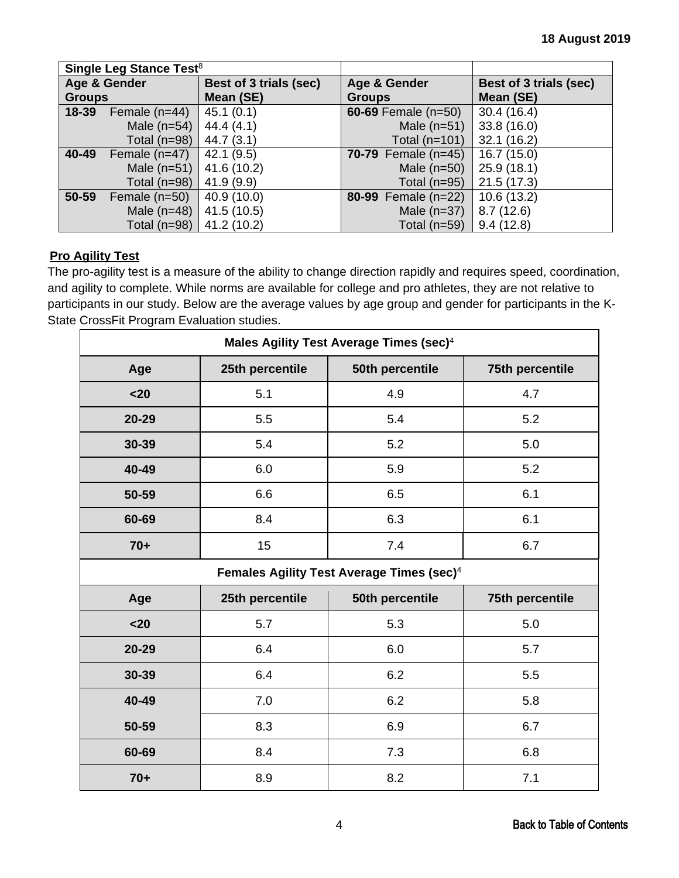| Single Leg Stance Test[8] | | | |
|---|---|---|---|
| **Age & Gender Groups** | **Best of 3 trials (sec) Mean (SE)** | **Age & Gender Groups** | **Best of 3 trials (sec) Mean (SE)** |
| **18-39** Female (n=44) | 45.1 (0.1) | **60-69** Female (n=50) | 30.4 (16.4) |
| Male (n=54) | 44.4 (4.1) | Male (n=51) | 33.8 (16.0) |
| Total (n=98) | 44.7 (3.1) | Total (n=101) | 32.1 (16.2) |
| **40-49** Female (n=47) | 42.1 (9.5) | **70-79** Female (n=45) | 16.7 (15.0) |
| Male (n=51) | 41.6 (10.2) | Male (n=50) | 25.9 (18.1) |
| Total (n=98) | 41.9 (9.9) | Total (n=95) | 21.5 (17.3) |
| **50-59** Female (n=50) | 40.9 (10.0) | **80-99** Female (n=22) | 10.6 (13.2) |
| Male (n=48) | 41.5 (10.5) | Male (n=37) | 8.7 (12.6) |
| Total (n=98) | 41.2 (10.2) | Total (n=59) | 9.4 (12.8) |

**Pro Agility Test**

The pro-agility test is a measure of the ability to change direction rapidly and requires speed, coordination, and agility to complete. While norms are available for college and pro athletes, they are not relative to participants in our study. Below are the average values by age group and gender for participants in the K-State CrossFit Program Evaluation studies.

| Males Agility Test Average Times (sec)[4] | | | |
|---|---|---|---|
| **Age** | **25th percentile** | **50th percentile** | **75th percentile** |
| **<20** | 5.1 | 4.9 | 4.7 |
| **20-29** | 5.5 | 5.4 | 5.2 |
| **30-39** | 5.4 | 5.2 | 5.0 |
| **40-49** | 6.0 | 5.9 | 5.2 |
| **50-59** | 6.6 | 6.5 | 6.1 |
| **60-69** | 8.4 | 6.3 | 6.1 |
| **70+** | 15 | 7.4 | 6.7 |

| Females Agility Test Average Times (sec)[4] | | | |
|---|---|---|---|
| **Age** | **25th percentile** | **50th percentile** | **75th percentile** |
| **<20** | 5.7 | 5.3 | 5.0 |
| **20-29** | 6.4 | 6.0 | 5.7 |
| **30-39** | 6.4 | 6.2 | 5.5 |
| **40-49** | 7.0 | 6.2 | 5.8 |
| **50-59** | 8.3 | 6.9 | 6.7 |
| **60-69** | 8.4 | 7.3 | 6.8 |
| **70+** | 8.9 | 8.2 | 7.1 |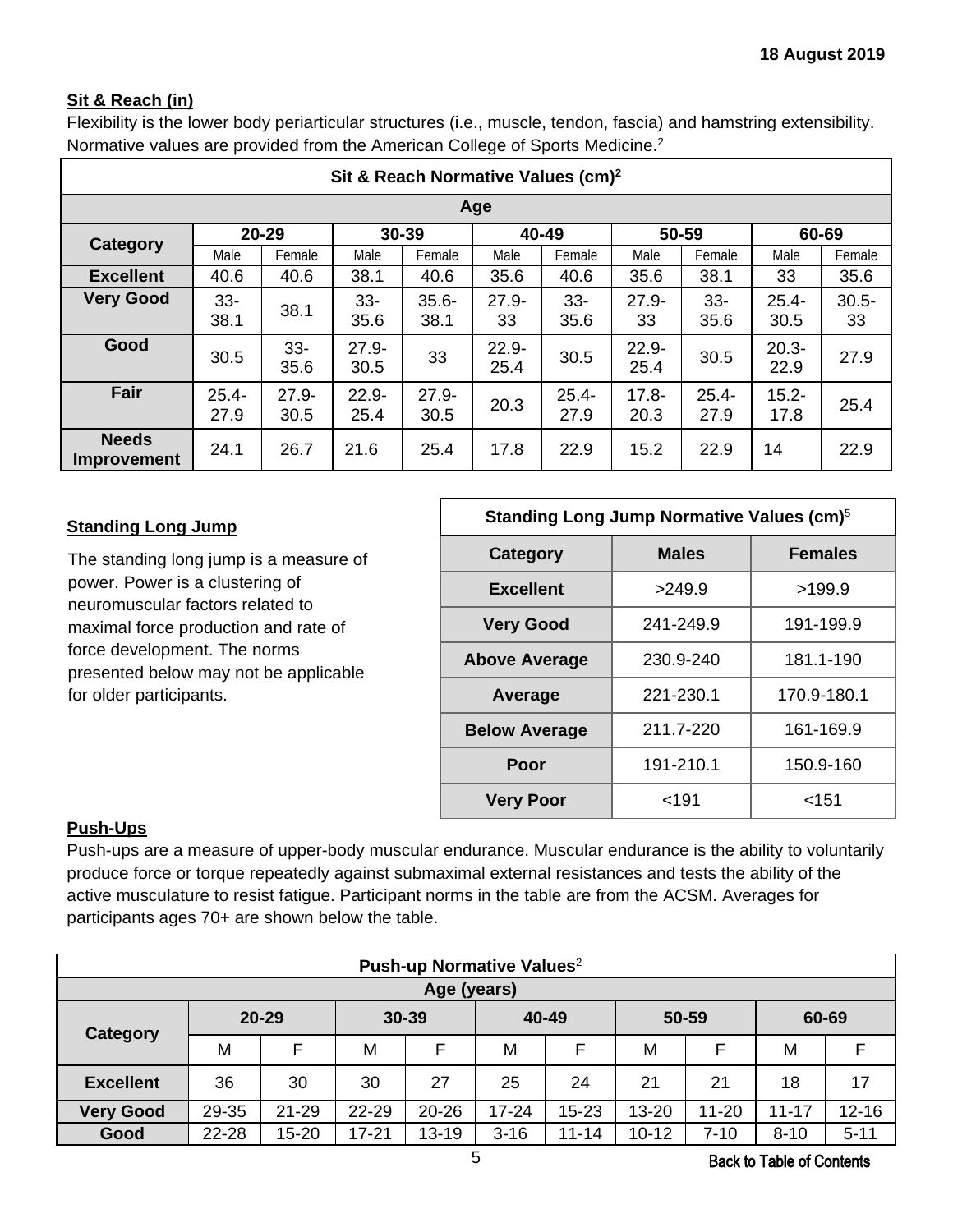**18 August 2019**

### Sit & Reach (in)

Flexibility is the lower body periarticular structures (i.e., muscle, tendon, fascia) and hamstring extensibility. Normative values are provided from the American College of Sports Medicine.[2]

| Sit & Reach Normative Values (cm)[2] | | | | | | | | | | |
|---|---|---|---|---|---|---|---|---|---|---|
| | Age | | | | | | | | | |
| **Category** | **20-29** | | **30-39** | | **40-49** | | **50-59** | | **60-69** | |
| | Male | Female | Male | Female | Male | Female | Male | Female | Male | Female |
| **Excellent** | 40.6 | 40.6 | 38.1 | 40.6 | 35.6 | 40.6 | 35.6 | 38.1 | 33 | 35.6 |
| **Very Good** | 33-38.1 | 38.1 | 33-35.6 | 35.6-38.1 | 27.9-33 | 33-35.6 | 27.9-33 | 33-35.6 | 25.4-30.5 | 30.5-33 |
| **Good** | 30.5 | 33-35.6 | 27.9-30.5 | 33 | 22.9-25.4 | 30.5 | 22.9-25.4 | 30.5 | 20.3-22.9 | 27.9 |
| **Fair** | 25.4-27.9 | 27.9-30.5 | 22.9-25.4 | 27.9-30.5 | 20.3 | 25.4-27.9 | 17.8-20.3 | 25.4-27.9 | 15.2-17.8 | 25.4 |
| **Needs Improvement** | 24.1 | 26.7 | 21.6 | 25.4 | 17.8 | 22.9 | 15.2 | 22.9 | 14 | 22.9 |

### Standing Long Jump

The standing long jump is a measure of power. Power is a clustering of neuromuscular factors related to maximal force production and rate of force development. The norms presented below may not be applicable for older participants.

| Standing Long Jump Normative Values (cm)[5] | | |
|---|---|---|
| **Category** | **Males** | **Females** |
| **Excellent** | >249.9 | >199.9 |
| **Very Good** | 241-249.9 | 191-199.9 |
| **Above Average** | 230.9-240 | 181.1-190 |
| **Average** | 221-230.1 | 170.9-180.1 |
| **Below Average** | 211.7-220 | 161-169.9 |
| **Poor** | 191-210.1 | 150.9-160 |
| **Very Poor** | <191 | <151 |

### Push-Ups

Push-ups are a measure of upper-body muscular endurance. Muscular endurance is the ability to voluntarily produce force or torque repeatedly against submaximal external resistances and tests the ability of the active musculature to resist fatigue. Participant norms in the table are from the ACSM. Averages for participants ages 70+ are shown below the table.

| Push-up Normative Values[2] | | | | | | | | | | |
|---|---|---|---|---|---|---|---|---|---|---|
| | Age (years) | | | | | | | | | |
| **Category** | **20-29** | | **30-39** | | **40-49** | | **50-59** | | **60-69** | |
| | M | F | M | F | M | F | M | F | M | F |
| **Excellent** | 36 | 30 | 30 | 27 | 25 | 24 | 21 | 21 | 18 | 17 |
| **Very Good** | 29-35 | 21-29 | 22-29 | 20-26 | 17-24 | 15-23 | 13-20 | 11-20 | 11-17 | 12-16 |
| **Good** | 22-28 | 15-20 | 17-21 | 13-19 | 3-16 | 11-14 | 10-12 | 7-10 | 8-10 | 5-11 |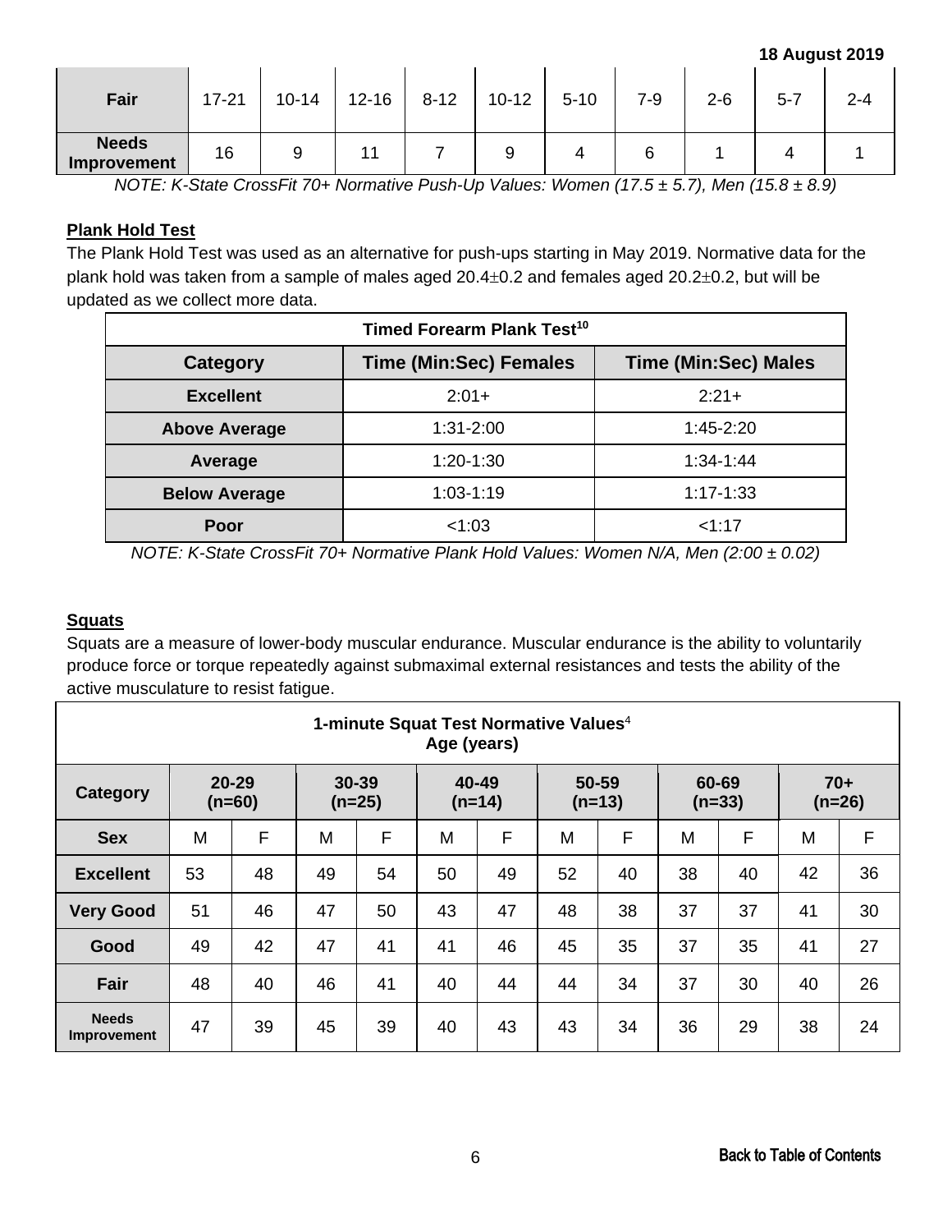| Fair | 17-21 | 10-14 | 12-16 | 8-12 | 10-12 | 5-10 | 7-9 | 2-6 | 5-7 | 2-4 |
|---|---|---|---|---|---|---|---|---|---|---|
| **Needs Improvement** | 16 | 9 | 11 | 7 | 9 | 4 | 6 | 1 | 4 | 1 |

*NOTE: K-State CrossFit 70+ Normative Push-Up Values: Women (17.5 ± 5.7), Men (15.8 ± 8.9)*

## Plank Hold Test

The Plank Hold Test was used as an alternative for push-ups starting in May 2019. Normative data for the plank hold was taken from a sample of males aged 20.4±0.2 and females aged 20.2±0.2, but will be updated as we collect more data.

| Timed Forearm Plank Test[10] | | |
|---|---|---|
| **Category** | **Time (Min:Sec) Females** | **Time (Min:Sec) Males** |
| **Excellent** | 2:01+ | 2:21+ |
| **Above Average** | 1:31-2:00 | 1:45-2:20 |
| **Average** | 1:20-1:30 | 1:34-1:44 |
| **Below Average** | 1:03-1:19 | 1:17-1:33 |
| **Poor** | <1:03 | <1:17 |

*NOTE: K-State CrossFit 70+ Normative Plank Hold Values: Women N/A, Men (2:00 ± 0.02)*

## Squats

Squats are a measure of lower-body muscular endurance. Muscular endurance is the ability to voluntarily produce force or torque repeatedly against submaximal external resistances and tests the ability of the active musculature to resist fatigue.

| 1-minute Squat Test Normative Values[4] Age (years) | | | | | | | | | | | | |
|---|---|---|---|---|---|---|---|---|---|---|---|---|
| **Category** | **20-29 (n=60)** | | **30-39 (n=25)** | | **40-49 (n=14)** | | **50-59 (n=13)** | | **60-69 (n=33)** | | **70+ (n=26)** | |
| **Sex** | M | F | M | F | M | F | M | F | M | F | M | F |
| **Excellent** | 53 | 48 | 49 | 54 | 50 | 49 | 52 | 40 | 38 | 40 | 42 | 36 |
| **Very Good** | 51 | 46 | 47 | 50 | 43 | 47 | 48 | 38 | 37 | 37 | 41 | 30 |
| **Good** | 49 | 42 | 47 | 41 | 41 | 46 | 45 | 35 | 37 | 35 | 41 | 27 |
| **Fair** | 48 | 40 | 46 | 41 | 40 | 44 | 44 | 34 | 37 | 30 | 40 | 26 |
| **Needs Improvement** | 47 | 39 | 45 | 39 | 40 | 43 | 43 | 34 | 36 | 29 | 38 | 24 |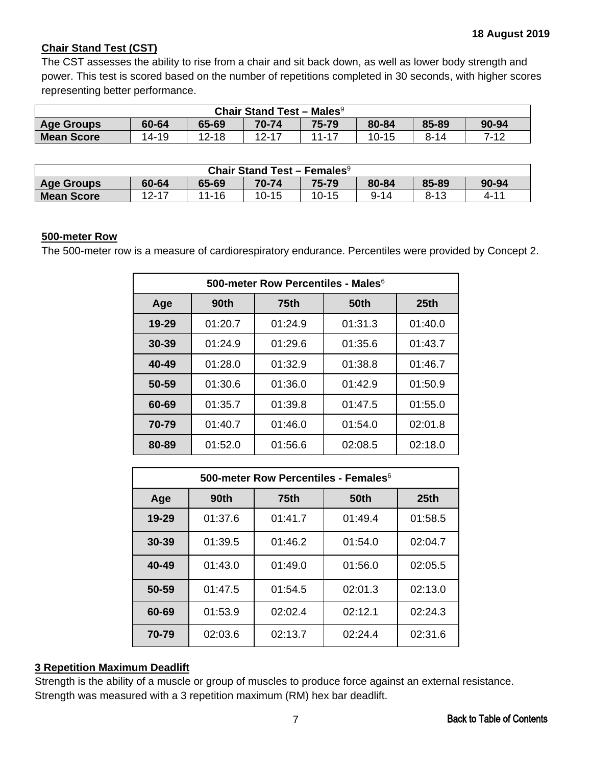**Chair Stand Test (CST)**

The CST assesses the ability to rise from a chair and sit back down, as well as lower body strength and power. This test is scored based on the number of repetitions completed in 30 seconds, with higher scores representing better performance.

| Chair Stand Test – Males[9] | | | | | | | |
|---|---|---|---|---|---|---|---|
| **Age Groups** | **60-64** | **65-69** | **70-74** | **75-79** | **80-84** | **85-89** | **90-94** |
| **Mean Score** | 14-19 | 12-18 | 12-17 | 11-17 | 10-15 | 8-14 | 7-12 |

| Chair Stand Test – Females[9] | | | | | | | |
|---|---|---|---|---|---|---|---|
| **Age Groups** | **60-64** | **65-69** | **70-74** | **75-79** | **80-84** | **85-89** | **90-94** |
| **Mean Score** | 12-17 | 11-16 | 10-15 | 10-15 | 9-14 | 8-13 | 4-11 |

**500-meter Row**

The 500-meter row is a measure of cardiorespiratory endurance. Percentiles were provided by Concept 2.

| 500-meter Row Percentiles - Males[6] | | | | |
|---|---|---|---|---|
| **Age** | **90th** | **75th** | **50th** | **25th** |
| **19-29** | 01:20.7 | 01:24.9 | 01:31.3 | 01:40.0 |
| **30-39** | 01:24.9 | 01:29.6 | 01:35.6 | 01:43.7 |
| **40-49** | 01:28.0 | 01:32.9 | 01:38.8 | 01:46.7 |
| **50-59** | 01:30.6 | 01:36.0 | 01:42.9 | 01:50.9 |
| **60-69** | 01:35.7 | 01:39.8 | 01:47.5 | 01:55.0 |
| **70-79** | 01:40.7 | 01:46.0 | 01:54.0 | 02:01.8 |
| **80-89** | 01:52.0 | 01:56.6 | 02:08.5 | 02:18.0 |

| 500-meter Row Percentiles - Females[6] | | | | |
|---|---|---|---|---|
| **Age** | **90th** | **75th** | **50th** | **25th** |
| **19-29** | 01:37.6 | 01:41.7 | 01:49.4 | 01:58.5 |
| **30-39** | 01:39.5 | 01:46.2 | 01:54.0 | 02:04.7 |
| **40-49** | 01:43.0 | 01:49.0 | 01:56.0 | 02:05.5 |
| **50-59** | 01:47.5 | 01:54.5 | 02:01.3 | 02:13.0 |
| **60-69** | 01:53.9 | 02:02.4 | 02:12.1 | 02:24.3 |
| **70-79** | 02:03.6 | 02:13.7 | 02:24.4 | 02:31.6 |

**3 Repetition Maximum Deadlift**

Strength is the ability of a muscle or group of muscles to produce force against an external resistance. Strength was measured with a 3 repetition maximum (RM) hex bar deadlift.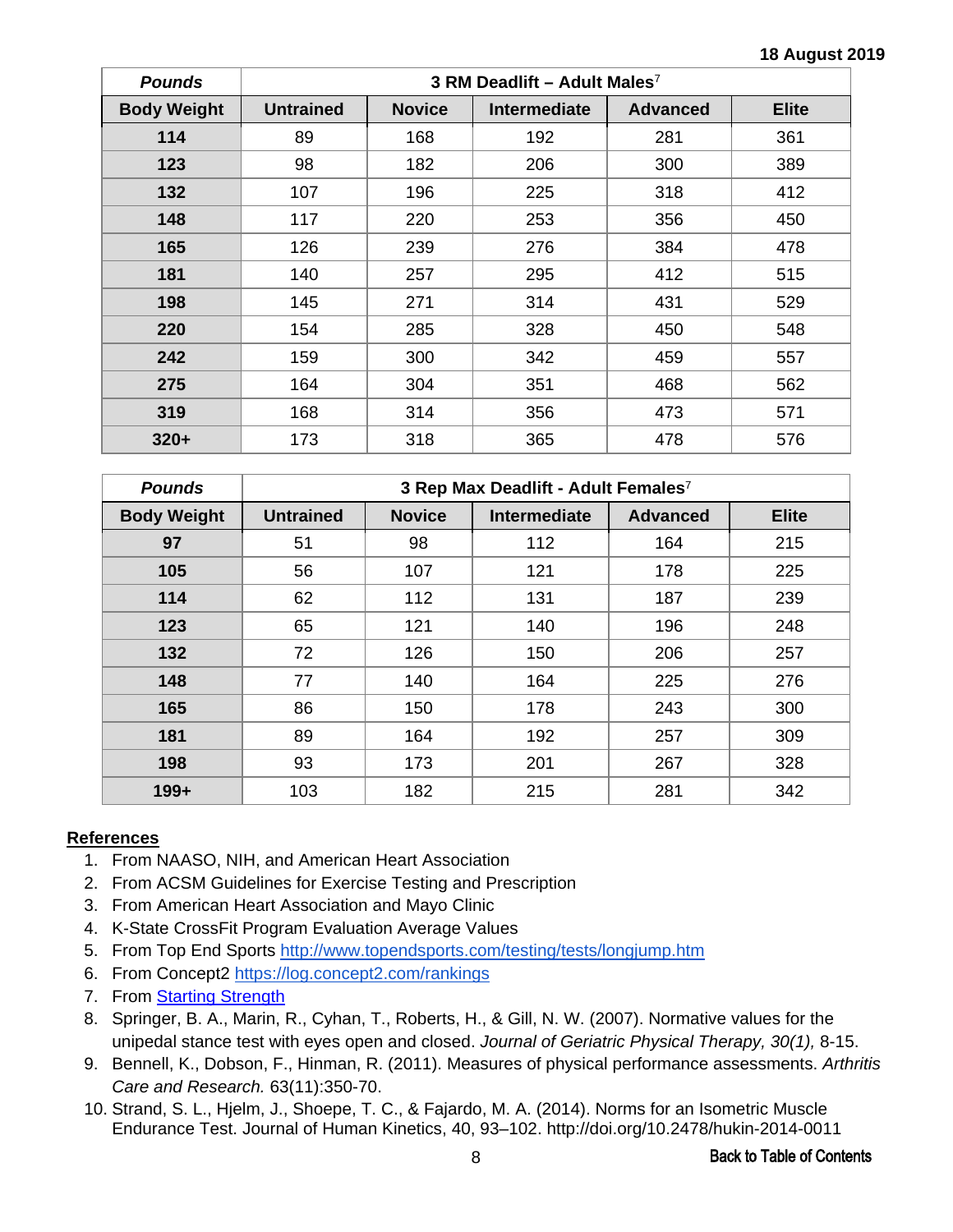18 August 2019

| *Pounds* | 3 RM Deadlift – Adult Males[7] | | | | |
|---|---|---|---|---|---|
| **Body Weight** | **Untrained** | **Novice** | **Intermediate** | **Advanced** | **Elite** |
| **114** | 89 | 168 | 192 | 281 | 361 |
| **123** | 98 | 182 | 206 | 300 | 389 |
| **132** | 107 | 196 | 225 | 318 | 412 |
| **148** | 117 | 220 | 253 | 356 | 450 |
| **165** | 126 | 239 | 276 | 384 | 478 |
| **181** | 140 | 257 | 295 | 412 | 515 |
| **198** | 145 | 271 | 314 | 431 | 529 |
| **220** | 154 | 285 | 328 | 450 | 548 |
| **242** | 159 | 300 | 342 | 459 | 557 |
| **275** | 164 | 304 | 351 | 468 | 562 |
| **319** | 168 | 314 | 356 | 473 | 571 |
| **320+** | 173 | 318 | 365 | 478 | 576 |

| *Pounds* | 3 Rep Max Deadlift - Adult Females[7] | | | | |
|---|---|---|---|---|---|
| **Body Weight** | **Untrained** | **Novice** | **Intermediate** | **Advanced** | **Elite** |
| **97** | 51 | 98 | 112 | 164 | 215 |
| **105** | 56 | 107 | 121 | 178 | 225 |
| **114** | 62 | 112 | 131 | 187 | 239 |
| **123** | 65 | 121 | 140 | 196 | 248 |
| **132** | 72 | 126 | 150 | 206 | 257 |
| **148** | 77 | 140 | 164 | 225 | 276 |
| **165** | 86 | 150 | 178 | 243 | 300 |
| **181** | 89 | 164 | 192 | 257 | 309 |
| **198** | 93 | 173 | 201 | 267 | 328 |
| **199+** | 103 | 182 | 215 | 281 | 342 |

## References

1. From NAASO, NIH, and American Heart Association
2. From ACSM Guidelines for Exercise Testing and Prescription
3. From American Heart Association and Mayo Clinic
4. K-State CrossFit Program Evaluation Average Values
5. From Top End Sports http://www.topendsports.com/testing/tests/longjump.htm
6. From Concept2 https://log.concept2.com/rankings
7. From Starting Strength
8. Springer, B. A., Marin, R., Cyhan, T., Roberts, H., & Gill, N. W. (2007). Normative values for the unipedal stance test with eyes open and closed. *Journal of Geriatric Physical Therapy, 30(1),* 8-15.
9. Bennell, K., Dobson, F., Hinman, R. (2011). Measures of physical performance assessments. *Arthritis Care and Research.* 63(11):350-70.
10. Strand, S. L., Hjelm, J., Shoepe, T. C., & Fajardo, M. A. (2014). Norms for an Isometric Muscle Endurance Test. Journal of Human Kinetics, 40, 93–102. http://doi.org/10.2478/hukin-2014-0011

Back to Table of Contents